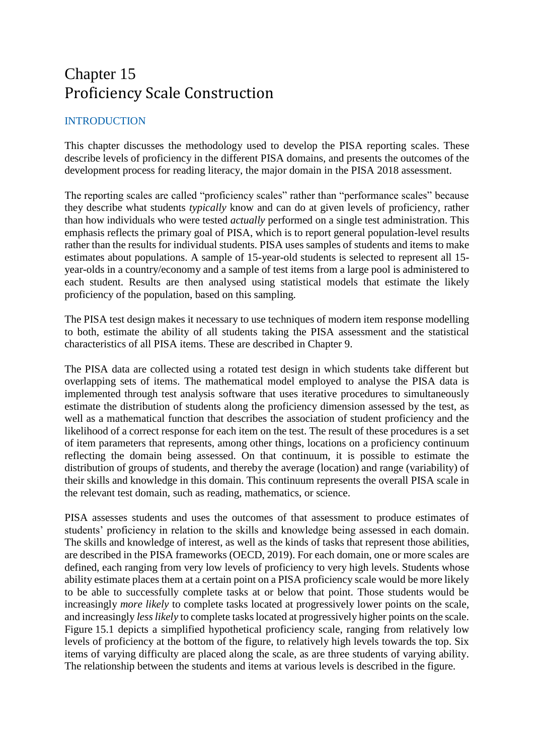# Chapter 15
# Proficiency Scale Construction

## INTRODUCTION

This chapter discusses the methodology used to develop the PISA reporting scales. These describe levels of proficiency in the different PISA domains, and presents the outcomes of the development process for reading literacy, the major domain in the PISA 2018 assessment.

The reporting scales are called "proficiency scales" rather than "performance scales" because they describe what students *typically* know and can do at given levels of proficiency, rather than how individuals who were tested *actually* performed on a single test administration. This emphasis reflects the primary goal of PISA, which is to report general population-level results rather than the results for individual students. PISA uses samples of students and items to make estimates about populations. A sample of 15-year-old students is selected to represent all 15-year-olds in a country/economy and a sample of test items from a large pool is administered to each student. Results are then analysed using statistical models that estimate the likely proficiency of the population, based on this sampling.

The PISA test design makes it necessary to use techniques of modern item response modelling to both, estimate the ability of all students taking the PISA assessment and the statistical characteristics of all PISA items. These are described in Chapter 9.

The PISA data are collected using a rotated test design in which students take different but overlapping sets of items. The mathematical model employed to analyse the PISA data is implemented through test analysis software that uses iterative procedures to simultaneously estimate the distribution of students along the proficiency dimension assessed by the test, as well as a mathematical function that describes the association of student proficiency and the likelihood of a correct response for each item on the test. The result of these procedures is a set of item parameters that represents, among other things, locations on a proficiency continuum reflecting the domain being assessed. On that continuum, it is possible to estimate the distribution of groups of students, and thereby the average (location) and range (variability) of their skills and knowledge in this domain. This continuum represents the overall PISA scale in the relevant test domain, such as reading, mathematics, or science.

PISA assesses students and uses the outcomes of that assessment to produce estimates of students' proficiency in relation to the skills and knowledge being assessed in each domain. The skills and knowledge of interest, as well as the kinds of tasks that represent those abilities, are described in the PISA frameworks (OECD, 2019). For each domain, one or more scales are defined, each ranging from very low levels of proficiency to very high levels. Students whose ability estimate places them at a certain point on a PISA proficiency scale would be more likely to be able to successfully complete tasks at or below that point. Those students would be increasingly *more likely* to complete tasks located at progressively lower points on the scale, and increasingly *less likely* to complete tasks located at progressively higher points on the scale. Figure 15.1 depicts a simplified hypothetical proficiency scale, ranging from relatively low levels of proficiency at the bottom of the figure, to relatively high levels towards the top. Six items of varying difficulty are placed along the scale, as are three students of varying ability. The relationship between the students and items at various levels is described in the figure.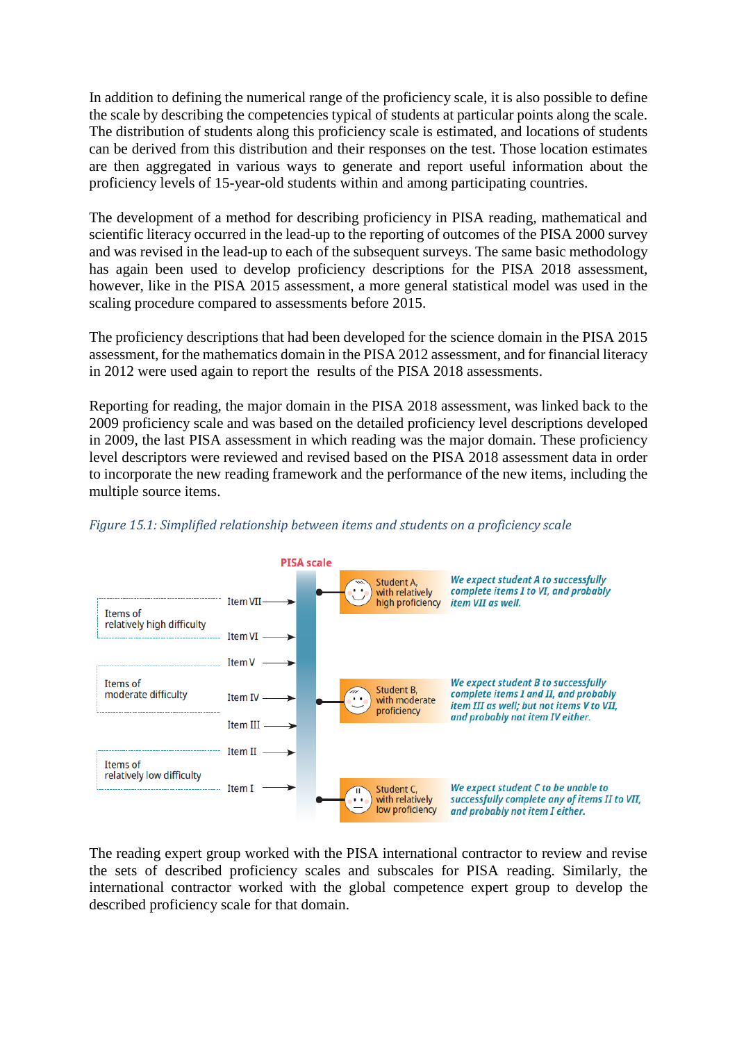In addition to defining the numerical range of the proficiency scale, it is also possible to define the scale by describing the competencies typical of students at particular points along the scale. The distribution of students along this proficiency scale is estimated, and locations of students can be derived from this distribution and their responses on the test. Those location estimates are then aggregated in various ways to generate and report useful information about the proficiency levels of 15-year-old students within and among participating countries.

The development of a method for describing proficiency in PISA reading, mathematical and scientific literacy occurred in the lead-up to the reporting of outcomes of the PISA 2000 survey and was revised in the lead-up to each of the subsequent surveys. The same basic methodology has again been used to develop proficiency descriptions for the PISA 2018 assessment, however, like in the PISA 2015 assessment, a more general statistical model was used in the scaling procedure compared to assessments before 2015.

The proficiency descriptions that had been developed for the science domain in the PISA 2015 assessment, for the mathematics domain in the PISA 2012 assessment, and for financial literacy in 2012 were used again to report the results of the PISA 2018 assessments.

Reporting for reading, the major domain in the PISA 2018 assessment, was linked back to the 2009 proficiency scale and was based on the detailed proficiency level descriptions developed in 2009, the last PISA assessment in which reading was the major domain. These proficiency level descriptors were reviewed and revised based on the PISA 2018 assessment data in order to incorporate the new reading framework and the performance of the new items, including the multiple source items.

*Figure 15.1: Simplified relationship between items and students on a proficiency scale*

**PISA scale**

| Item group | Item | Student | Expectation |
|---|---|---|---|
| | | Student A, with relatively high proficiency | *We expect student A to successfully complete items I to VI, and probably item VII as well.* |
| Items of relatively high difficulty | Item VII | | |
| | Item VI | | |
| Items of moderate difficulty | Item V | | |
| | Item IV | Student B, with moderate proficiency | *We expect student B to successfully complete items I and II, and probably item III as well; but not items V to VII, and probably not item IV either.* |
| | Item III | | |
| Items of relatively low difficulty | Item II | | |
| | Item I | Student C, with relatively low proficiency | *We expect student C to be unable to successfully complete any of items II to VII, and probably not item I either.* |

The reading expert group worked with the PISA international contractor to review and revise the sets of described proficiency scales and subscales for PISA reading. Similarly, the international contractor worked with the global competence expert group to develop the described proficiency scale for that domain.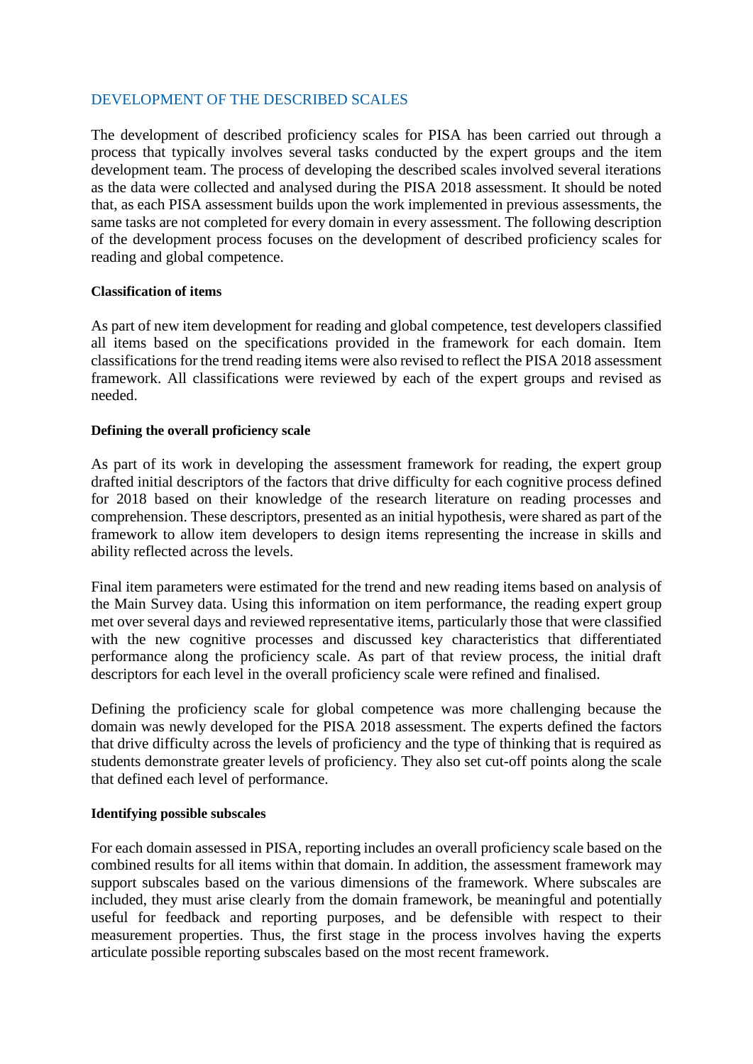## DEVELOPMENT OF THE DESCRIBED SCALES

The development of described proficiency scales for PISA has been carried out through a process that typically involves several tasks conducted by the expert groups and the item development team. The process of developing the described scales involved several iterations as the data were collected and analysed during the PISA 2018 assessment. It should be noted that, as each PISA assessment builds upon the work implemented in previous assessments, the same tasks are not completed for every domain in every assessment. The following description of the development process focuses on the development of described proficiency scales for reading and global competence.

### Classification of items

As part of new item development for reading and global competence, test developers classified all items based on the specifications provided in the framework for each domain. Item classifications for the trend reading items were also revised to reflect the PISA 2018 assessment framework. All classifications were reviewed by each of the expert groups and revised as needed.

### Defining the overall proficiency scale

As part of its work in developing the assessment framework for reading, the expert group drafted initial descriptors of the factors that drive difficulty for each cognitive process defined for 2018 based on their knowledge of the research literature on reading processes and comprehension. These descriptors, presented as an initial hypothesis, were shared as part of the framework to allow item developers to design items representing the increase in skills and ability reflected across the levels.

Final item parameters were estimated for the trend and new reading items based on analysis of the Main Survey data. Using this information on item performance, the reading expert group met over several days and reviewed representative items, particularly those that were classified with the new cognitive processes and discussed key characteristics that differentiated performance along the proficiency scale. As part of that review process, the initial draft descriptors for each level in the overall proficiency scale were refined and finalised.

Defining the proficiency scale for global competence was more challenging because the domain was newly developed for the PISA 2018 assessment. The experts defined the factors that drive difficulty across the levels of proficiency and the type of thinking that is required as students demonstrate greater levels of proficiency. They also set cut-off points along the scale that defined each level of performance.

### Identifying possible subscales

For each domain assessed in PISA, reporting includes an overall proficiency scale based on the combined results for all items within that domain. In addition, the assessment framework may support subscales based on the various dimensions of the framework. Where subscales are included, they must arise clearly from the domain framework, be meaningful and potentially useful for feedback and reporting purposes, and be defensible with respect to their measurement properties. Thus, the first stage in the process involves having the experts articulate possible reporting subscales based on the most recent framework.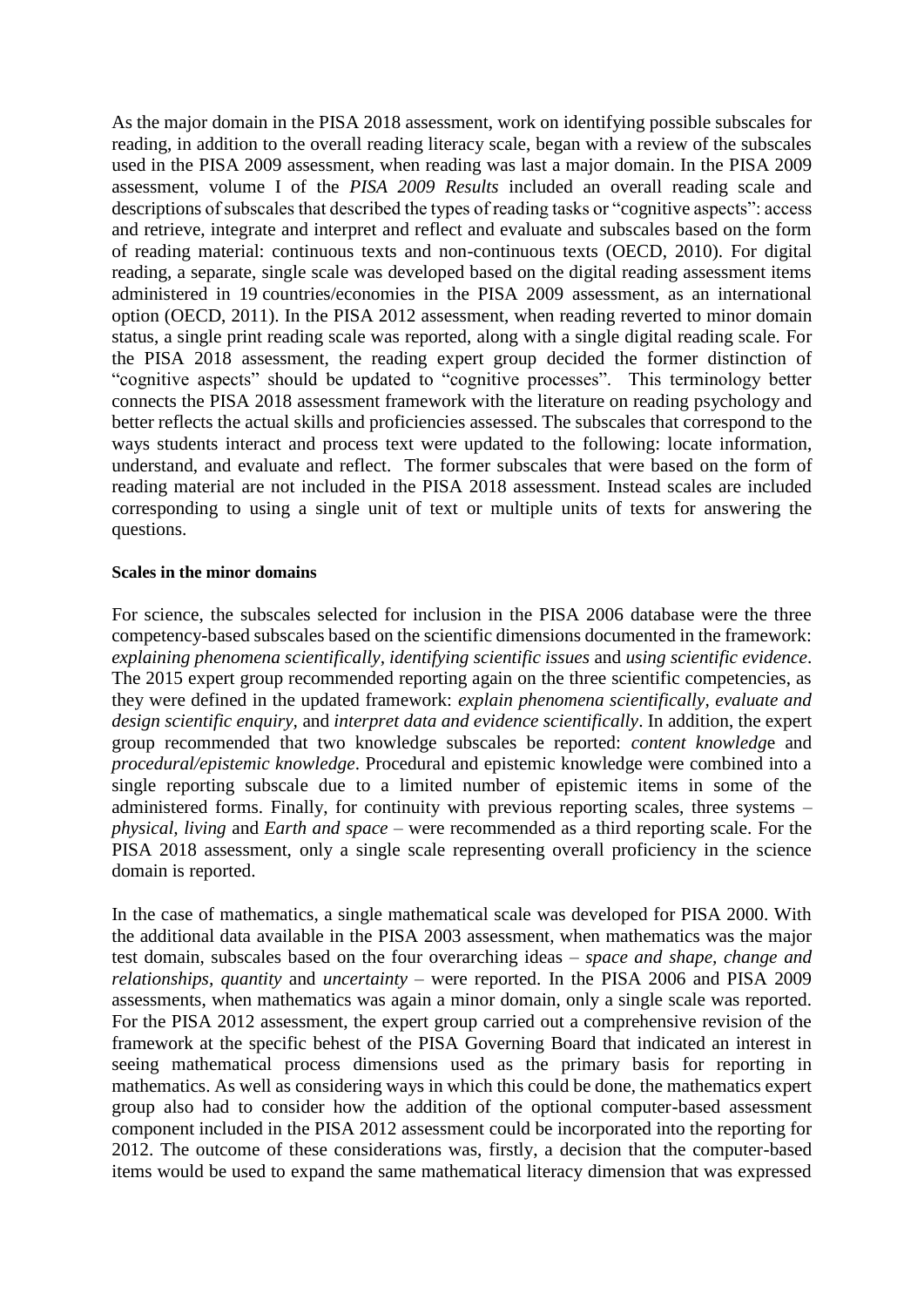As the major domain in the PISA 2018 assessment, work on identifying possible subscales for reading, in addition to the overall reading literacy scale, began with a review of the subscales used in the PISA 2009 assessment, when reading was last a major domain. In the PISA 2009 assessment, volume I of the *PISA 2009 Results* included an overall reading scale and descriptions of subscales that described the types of reading tasks or "cognitive aspects": access and retrieve, integrate and interpret and reflect and evaluate and subscales based on the form of reading material: continuous texts and non-continuous texts (OECD, 2010). For digital reading, a separate, single scale was developed based on the digital reading assessment items administered in 19 countries/economies in the PISA 2009 assessment, as an international option (OECD, 2011). In the PISA 2012 assessment, when reading reverted to minor domain status, a single print reading scale was reported, along with a single digital reading scale. For the PISA 2018 assessment, the reading expert group decided the former distinction of "cognitive aspects" should be updated to "cognitive processes". This terminology better connects the PISA 2018 assessment framework with the literature on reading psychology and better reflects the actual skills and proficiencies assessed. The subscales that correspond to the ways students interact and process text were updated to the following: locate information, understand, and evaluate and reflect. The former subscales that were based on the form of reading material are not included in the PISA 2018 assessment. Instead scales are included corresponding to using a single unit of text or multiple units of texts for answering the questions.

**Scales in the minor domains**

For science, the subscales selected for inclusion in the PISA 2006 database were the three competency-based subscales based on the scientific dimensions documented in the framework: *explaining phenomena scientifically, identifying scientific issues* and *using scientific evidence*. The 2015 expert group recommended reporting again on the three scientific competencies, as they were defined in the updated framework: *explain phenomena scientifically, evaluate and design scientific enquiry,* and *interpret data and evidence scientifically*. In addition, the expert group recommended that two knowledge subscales be reported: *content knowledge* and *procedural/epistemic knowledge*. Procedural and epistemic knowledge were combined into a single reporting subscale due to a limited number of epistemic items in some of the administered forms. Finally, for continuity with previous reporting scales, three systems – *physical, living* and *Earth and space* – were recommended as a third reporting scale. For the PISA 2018 assessment, only a single scale representing overall proficiency in the science domain is reported.

In the case of mathematics, a single mathematical scale was developed for PISA 2000. With the additional data available in the PISA 2003 assessment, when mathematics was the major test domain, subscales based on the four overarching ideas – *space and shape, change and relationships, quantity* and *uncertainty* – were reported. In the PISA 2006 and PISA 2009 assessments, when mathematics was again a minor domain, only a single scale was reported. For the PISA 2012 assessment, the expert group carried out a comprehensive revision of the framework at the specific behest of the PISA Governing Board that indicated an interest in seeing mathematical process dimensions used as the primary basis for reporting in mathematics. As well as considering ways in which this could be done, the mathematics expert group also had to consider how the addition of the optional computer-based assessment component included in the PISA 2012 assessment could be incorporated into the reporting for 2012. The outcome of these considerations was, firstly, a decision that the computer-based items would be used to expand the same mathematical literacy dimension that was expressed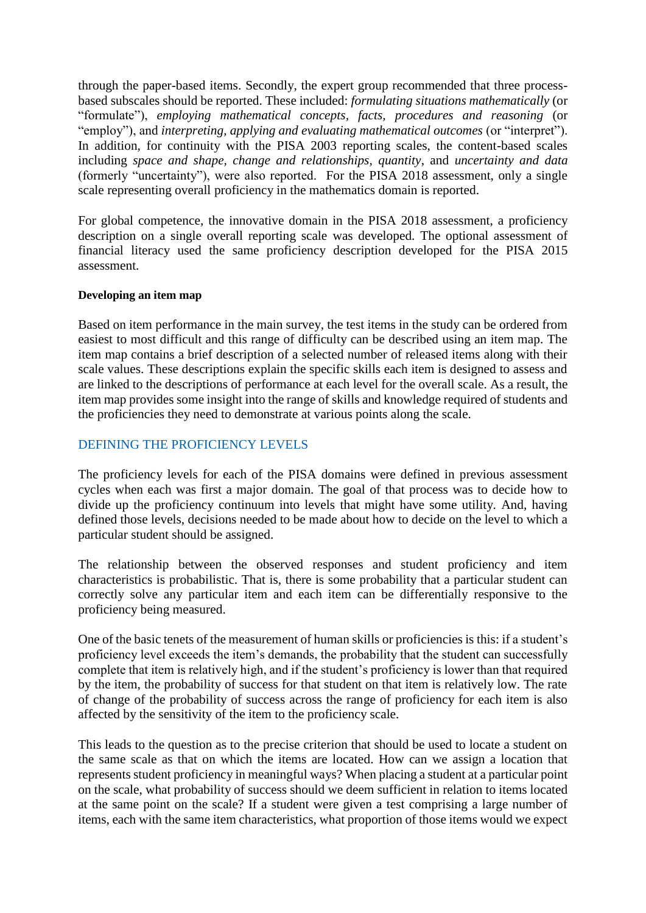through the paper-based items. Secondly, the expert group recommended that three process-based subscales should be reported. These included: *formulating situations mathematically* (or "formulate"), *employing mathematical concepts, facts, procedures and reasoning* (or "employ"), and *interpreting, applying and evaluating mathematical outcomes* (or "interpret"). In addition, for continuity with the PISA 2003 reporting scales, the content-based scales including *space and shape, change and relationships, quantity*, and *uncertainty and data* (formerly "uncertainty"), were also reported. For the PISA 2018 assessment, only a single scale representing overall proficiency in the mathematics domain is reported.

For global competence, the innovative domain in the PISA 2018 assessment, a proficiency description on a single overall reporting scale was developed. The optional assessment of financial literacy used the same proficiency description developed for the PISA 2015 assessment.

#### Developing an item map

Based on item performance in the main survey, the test items in the study can be ordered from easiest to most difficult and this range of difficulty can be described using an item map. The item map contains a brief description of a selected number of released items along with their scale values. These descriptions explain the specific skills each item is designed to assess and are linked to the descriptions of performance at each level for the overall scale. As a result, the item map provides some insight into the range of skills and knowledge required of students and the proficiencies they need to demonstrate at various points along the scale.

## DEFINING THE PROFICIENCY LEVELS

The proficiency levels for each of the PISA domains were defined in previous assessment cycles when each was first a major domain. The goal of that process was to decide how to divide up the proficiency continuum into levels that might have some utility. And, having defined those levels, decisions needed to be made about how to decide on the level to which a particular student should be assigned.

The relationship between the observed responses and student proficiency and item characteristics is probabilistic. That is, there is some probability that a particular student can correctly solve any particular item and each item can be differentially responsive to the proficiency being measured.

One of the basic tenets of the measurement of human skills or proficiencies is this: if a student's proficiency level exceeds the item's demands, the probability that the student can successfully complete that item is relatively high, and if the student's proficiency is lower than that required by the item, the probability of success for that student on that item is relatively low. The rate of change of the probability of success across the range of proficiency for each item is also affected by the sensitivity of the item to the proficiency scale.

This leads to the question as to the precise criterion that should be used to locate a student on the same scale as that on which the items are located. How can we assign a location that represents student proficiency in meaningful ways? When placing a student at a particular point on the scale, what probability of success should we deem sufficient in relation to items located at the same point on the scale? If a student were given a test comprising a large number of items, each with the same item characteristics, what proportion of those items would we expect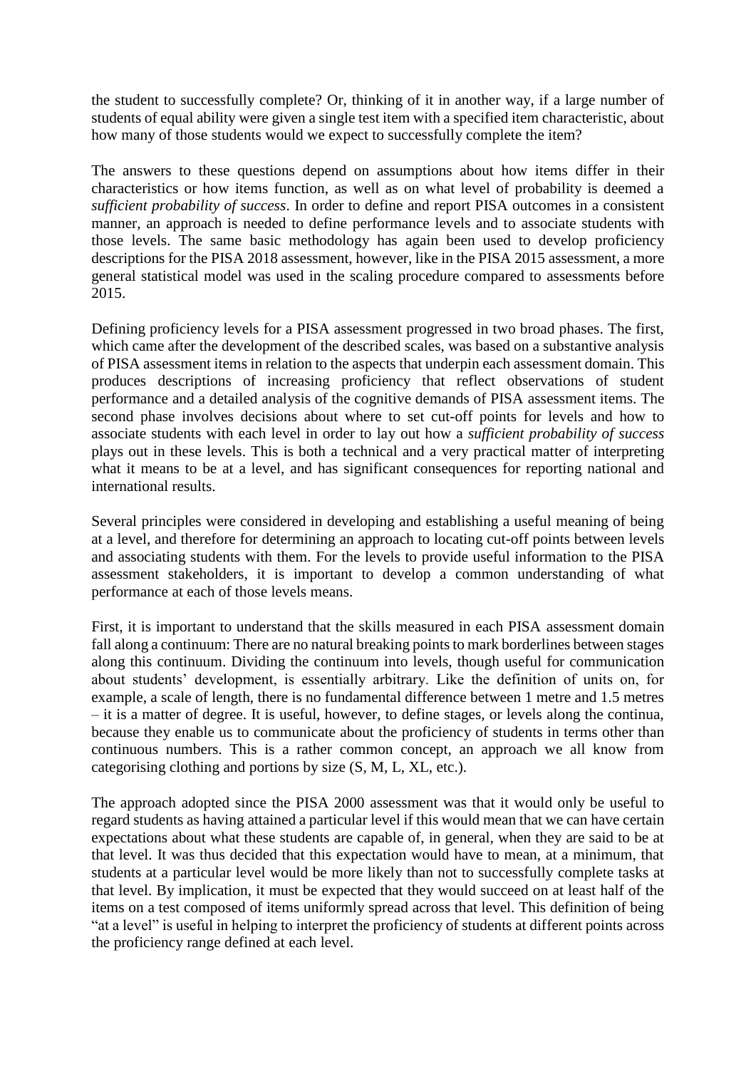the student to successfully complete? Or, thinking of it in another way, if a large number of students of equal ability were given a single test item with a specified item characteristic, about how many of those students would we expect to successfully complete the item?

The answers to these questions depend on assumptions about how items differ in their characteristics or how items function, as well as on what level of probability is deemed a *sufficient probability of success*. In order to define and report PISA outcomes in a consistent manner, an approach is needed to define performance levels and to associate students with those levels. The same basic methodology has again been used to develop proficiency descriptions for the PISA 2018 assessment, however, like in the PISA 2015 assessment, a more general statistical model was used in the scaling procedure compared to assessments before 2015.

Defining proficiency levels for a PISA assessment progressed in two broad phases. The first, which came after the development of the described scales, was based on a substantive analysis of PISA assessment items in relation to the aspects that underpin each assessment domain. This produces descriptions of increasing proficiency that reflect observations of student performance and a detailed analysis of the cognitive demands of PISA assessment items. The second phase involves decisions about where to set cut-off points for levels and how to associate students with each level in order to lay out how a *sufficient probability of success* plays out in these levels. This is both a technical and a very practical matter of interpreting what it means to be at a level, and has significant consequences for reporting national and international results.

Several principles were considered in developing and establishing a useful meaning of being at a level, and therefore for determining an approach to locating cut-off points between levels and associating students with them. For the levels to provide useful information to the PISA assessment stakeholders, it is important to develop a common understanding of what performance at each of those levels means.

First, it is important to understand that the skills measured in each PISA assessment domain fall along a continuum: There are no natural breaking points to mark borderlines between stages along this continuum. Dividing the continuum into levels, though useful for communication about students' development, is essentially arbitrary. Like the definition of units on, for example, a scale of length, there is no fundamental difference between 1 metre and 1.5 metres – it is a matter of degree. It is useful, however, to define stages, or levels along the continua, because they enable us to communicate about the proficiency of students in terms other than continuous numbers. This is a rather common concept, an approach we all know from categorising clothing and portions by size (S, M, L, XL, etc.).

The approach adopted since the PISA 2000 assessment was that it would only be useful to regard students as having attained a particular level if this would mean that we can have certain expectations about what these students are capable of, in general, when they are said to be at that level. It was thus decided that this expectation would have to mean, at a minimum, that students at a particular level would be more likely than not to successfully complete tasks at that level. By implication, it must be expected that they would succeed on at least half of the items on a test composed of items uniformly spread across that level. This definition of being "at a level" is useful in helping to interpret the proficiency of students at different points across the proficiency range defined at each level.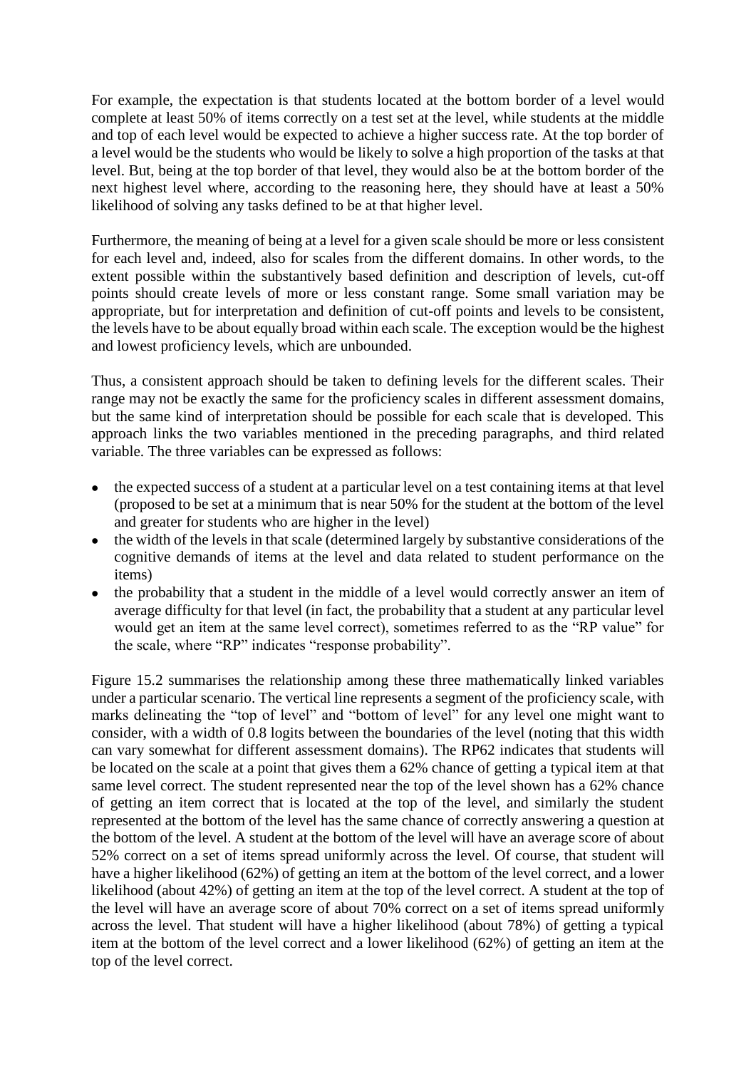For example, the expectation is that students located at the bottom border of a level would complete at least 50% of items correctly on a test set at the level, while students at the middle and top of each level would be expected to achieve a higher success rate. At the top border of a level would be the students who would be likely to solve a high proportion of the tasks at that level. But, being at the top border of that level, they would also be at the bottom border of the next highest level where, according to the reasoning here, they should have at least a 50% likelihood of solving any tasks defined to be at that higher level.

Furthermore, the meaning of being at a level for a given scale should be more or less consistent for each level and, indeed, also for scales from the different domains. In other words, to the extent possible within the substantively based definition and description of levels, cut-off points should create levels of more or less constant range. Some small variation may be appropriate, but for interpretation and definition of cut-off points and levels to be consistent, the levels have to be about equally broad within each scale. The exception would be the highest and lowest proficiency levels, which are unbounded.

Thus, a consistent approach should be taken to defining levels for the different scales. Their range may not be exactly the same for the proficiency scales in different assessment domains, but the same kind of interpretation should be possible for each scale that is developed. This approach links the two variables mentioned in the preceding paragraphs, and third related variable. The three variables can be expressed as follows:

- the expected success of a student at a particular level on a test containing items at that level (proposed to be set at a minimum that is near 50% for the student at the bottom of the level and greater for students who are higher in the level)
- the width of the levels in that scale (determined largely by substantive considerations of the cognitive demands of items at the level and data related to student performance on the items)
- the probability that a student in the middle of a level would correctly answer an item of average difficulty for that level (in fact, the probability that a student at any particular level would get an item at the same level correct), sometimes referred to as the "RP value" for the scale, where "RP" indicates "response probability".

Figure 15.2 summarises the relationship among these three mathematically linked variables under a particular scenario. The vertical line represents a segment of the proficiency scale, with marks delineating the "top of level" and "bottom of level" for any level one might want to consider, with a width of 0.8 logits between the boundaries of the level (noting that this width can vary somewhat for different assessment domains). The RP62 indicates that students will be located on the scale at a point that gives them a 62% chance of getting a typical item at that same level correct. The student represented near the top of the level shown has a 62% chance of getting an item correct that is located at the top of the level, and similarly the student represented at the bottom of the level has the same chance of correctly answering a question at the bottom of the level. A student at the bottom of the level will have an average score of about 52% correct on a set of items spread uniformly across the level. Of course, that student will have a higher likelihood (62%) of getting an item at the bottom of the level correct, and a lower likelihood (about 42%) of getting an item at the top of the level correct. A student at the top of the level will have an average score of about 70% correct on a set of items spread uniformly across the level. That student will have a higher likelihood (about 78%) of getting a typical item at the bottom of the level correct and a lower likelihood (62%) of getting an item at the top of the level correct.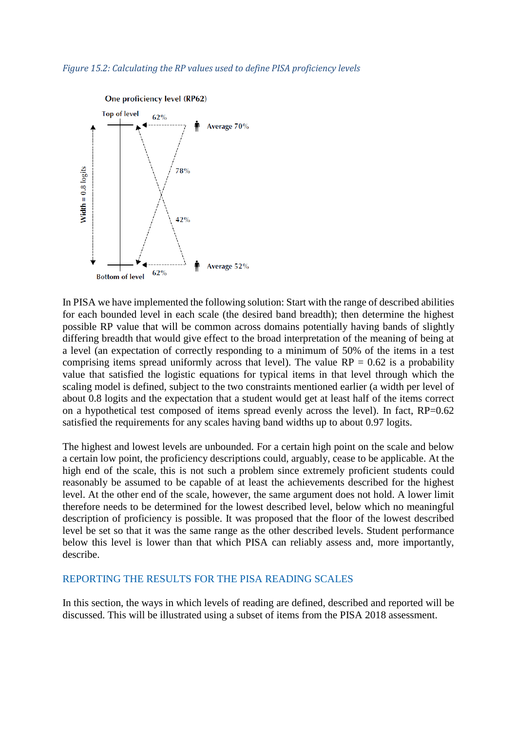*Figure 15.2: Calculating the RP values used to define PISA proficiency levels*

In PISA we have implemented the following solution: Start with the range of described abilities for each bounded level in each scale (the desired band breadth); then determine the highest possible RP value that will be common across domains potentially having bands of slightly differing breadth that would give effect to the broad interpretation of the meaning of being at a level (an expectation of correctly responding to a minimum of 50% of the items in a test comprising items spread uniformly across that level). The value RP = 0.62 is a probability value that satisfied the logistic equations for typical items in that level through which the scaling model is defined, subject to the two constraints mentioned earlier (a width per level of about 0.8 logits and the expectation that a student would get at least half of the items correct on a hypothetical test composed of items spread evenly across the level). In fact, RP=0.62 satisfied the requirements for any scales having band widths up to about 0.97 logits.

The highest and lowest levels are unbounded. For a certain high point on the scale and below a certain low point, the proficiency descriptions could, arguably, cease to be applicable. At the high end of the scale, this is not such a problem since extremely proficient students could reasonably be assumed to be capable of at least the achievements described for the highest level. At the other end of the scale, however, the same argument does not hold. A lower limit therefore needs to be determined for the lowest described level, below which no meaningful description of proficiency is possible. It was proposed that the floor of the lowest described level be set so that it was the same range as the other described levels. Student performance below this level is lower than that which PISA can reliably assess and, more importantly, describe.

## REPORTING THE RESULTS FOR THE PISA READING SCALES

In this section, the ways in which levels of reading are defined, described and reported will be discussed. This will be illustrated using a subset of items from the PISA 2018 assessment.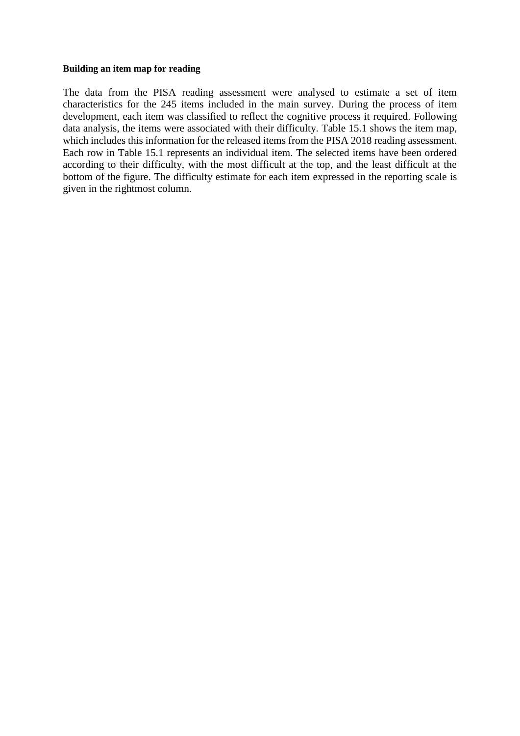**Building an item map for reading**

The data from the PISA reading assessment were analysed to estimate a set of item characteristics for the 245 items included in the main survey. During the process of item development, each item was classified to reflect the cognitive process it required. Following data analysis, the items were associated with their difficulty. Table 15.1 shows the item map, which includes this information for the released items from the PISA 2018 reading assessment. Each row in Table 15.1 represents an individual item. The selected items have been ordered according to their difficulty, with the most difficult at the top, and the least difficult at the bottom of the figure. The difficulty estimate for each item expressed in the reporting scale is given in the rightmost column.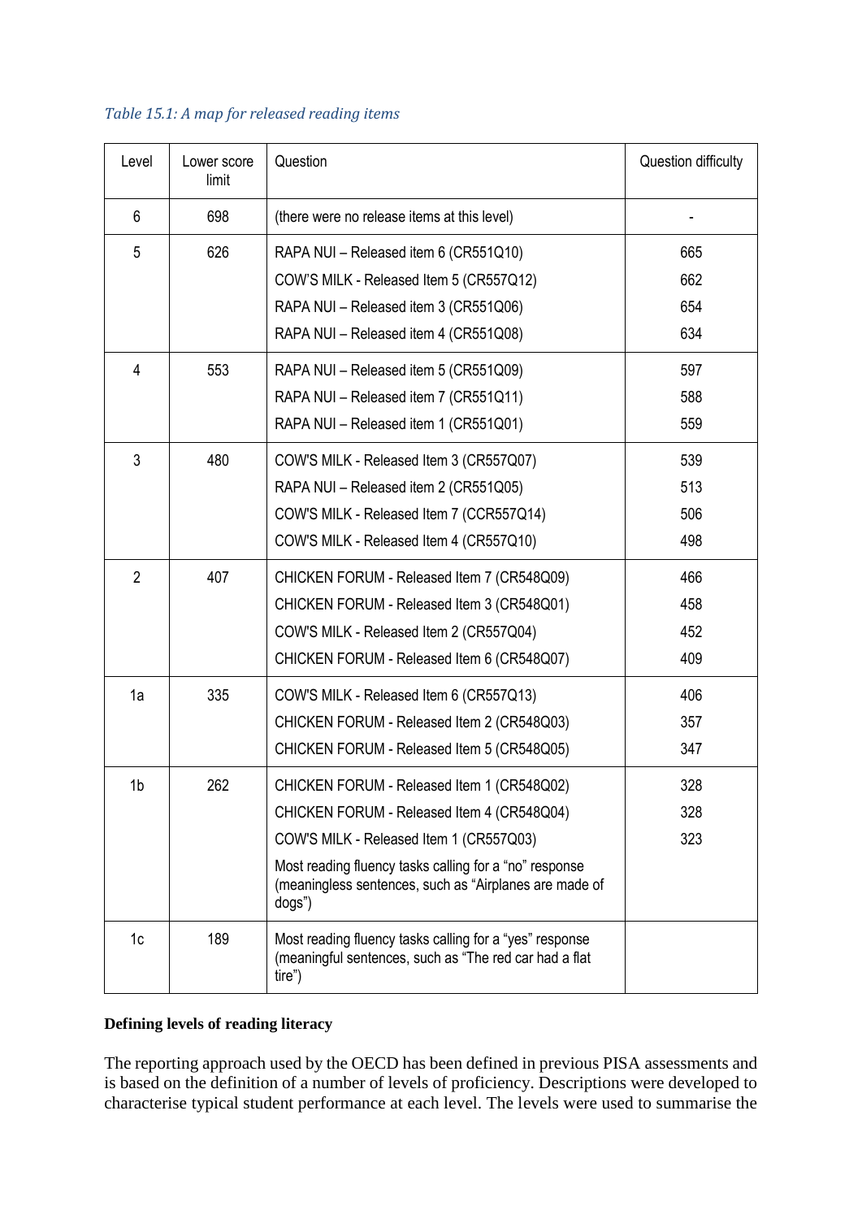*Table 15.1: A map for released reading items*

| Level | Lower score limit | Question | Question difficulty |
|---|---|---|---|
| 6 | 698 | (there were no release items at this level) | - |
| 5 | 626 | RAPA NUI – Released item 6 (CR551Q10) | 665 |
| | | COW'S MILK - Released Item 5 (CR557Q12) | 662 |
| | | RAPA NUI – Released item 3 (CR551Q06) | 654 |
| | | RAPA NUI – Released item 4 (CR551Q08) | 634 |
| 4 | 553 | RAPA NUI – Released item 5 (CR551Q09) | 597 |
| | | RAPA NUI – Released item 7 (CR551Q11) | 588 |
| | | RAPA NUI – Released item 1 (CR551Q01) | 559 |
| 3 | 480 | COW'S MILK - Released Item 3 (CR557Q07) | 539 |
| | | RAPA NUI – Released item 2 (CR551Q05) | 513 |
| | | COW'S MILK - Released Item 7 (CCR557Q14) | 506 |
| | | COW'S MILK - Released Item 4 (CR557Q10) | 498 |
| 2 | 407 | CHICKEN FORUM - Released Item 7 (CR548Q09) | 466 |
| | | CHICKEN FORUM - Released Item 3 (CR548Q01) | 458 |
| | | COW'S MILK - Released Item 2 (CR557Q04) | 452 |
| | | CHICKEN FORUM - Released Item 6 (CR548Q07) | 409 |
| 1a | 335 | COW'S MILK - Released Item 6 (CR557Q13) | 406 |
| | | CHICKEN FORUM - Released Item 2 (CR548Q03) | 357 |
| | | CHICKEN FORUM - Released Item 5 (CR548Q05) | 347 |
| 1b | 262 | CHICKEN FORUM - Released Item 1 (CR548Q02) | 328 |
| | | CHICKEN FORUM - Released Item 4 (CR548Q04) | 328 |
| | | COW'S MILK - Released Item 1 (CR557Q03) | 323 |
| | | Most reading fluency tasks calling for a "no" response (meaningless sentences, such as "Airplanes are made of dogs") | |
| 1c | 189 | Most reading fluency tasks calling for a "yes" response (meaningful sentences, such as "The red car had a flat tire") | |

**Defining levels of reading literacy**

The reporting approach used by the OECD has been defined in previous PISA assessments and is based on the definition of a number of levels of proficiency. Descriptions were developed to characterise typical student performance at each level. The levels were used to summarise the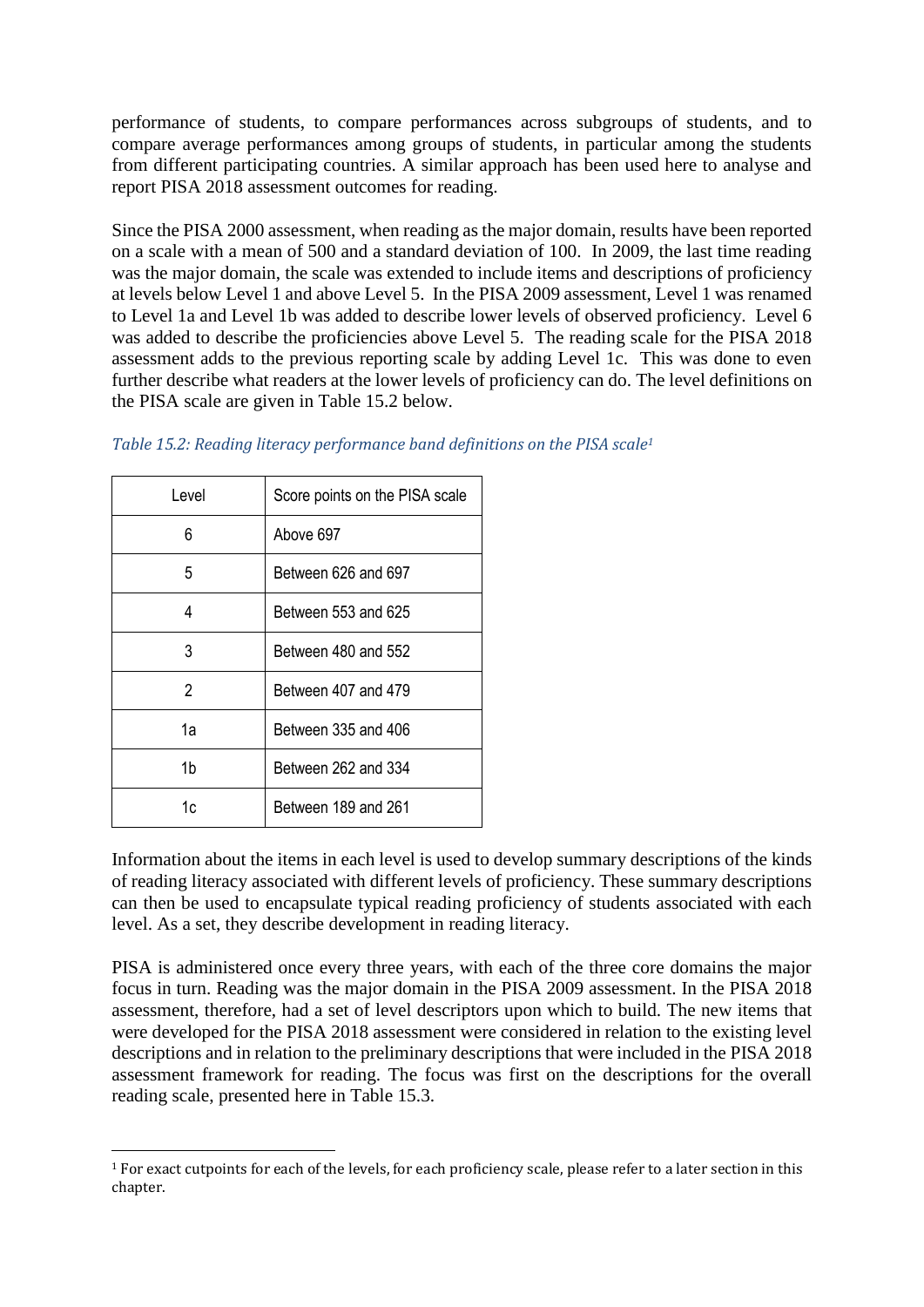performance of students, to compare performances across subgroups of students, and to compare average performances among groups of students, in particular among the students from different participating countries. A similar approach has been used here to analyse and report PISA 2018 assessment outcomes for reading.

Since the PISA 2000 assessment, when reading as the major domain, results have been reported on a scale with a mean of 500 and a standard deviation of 100. In 2009, the last time reading was the major domain, the scale was extended to include items and descriptions of proficiency at levels below Level 1 and above Level 5. In the PISA 2009 assessment, Level 1 was renamed to Level 1a and Level 1b was added to describe lower levels of observed proficiency. Level 6 was added to describe the proficiencies above Level 5. The reading scale for the PISA 2018 assessment adds to the previous reporting scale by adding Level 1c. This was done to even further describe what readers at the lower levels of proficiency can do. The level definitions on the PISA scale are given in Table 15.2 below.

*Table 15.2: Reading literacy performance band definitions on the PISA scale*[1]

| Level | Score points on the PISA scale |
|---|---|
| 6 | Above 697 |
| 5 | Between 626 and 697 |
| 4 | Between 553 and 625 |
| 3 | Between 480 and 552 |
| 2 | Between 407 and 479 |
| 1a | Between 335 and 406 |
| 1b | Between 262 and 334 |
| 1c | Between 189 and 261 |

Information about the items in each level is used to develop summary descriptions of the kinds of reading literacy associated with different levels of proficiency. These summary descriptions can then be used to encapsulate typical reading proficiency of students associated with each level. As a set, they describe development in reading literacy.

PISA is administered once every three years, with each of the three core domains the major focus in turn. Reading was the major domain in the PISA 2009 assessment. In the PISA 2018 assessment, therefore, had a set of level descriptors upon which to build. The new items that were developed for the PISA 2018 assessment were considered in relation to the existing level descriptions and in relation to the preliminary descriptions that were included in the PISA 2018 assessment framework for reading. The focus was first on the descriptions for the overall reading scale, presented here in Table 15.3.

[1] For exact cutpoints for each of the levels, for each proficiency scale, please refer to a later section in this chapter.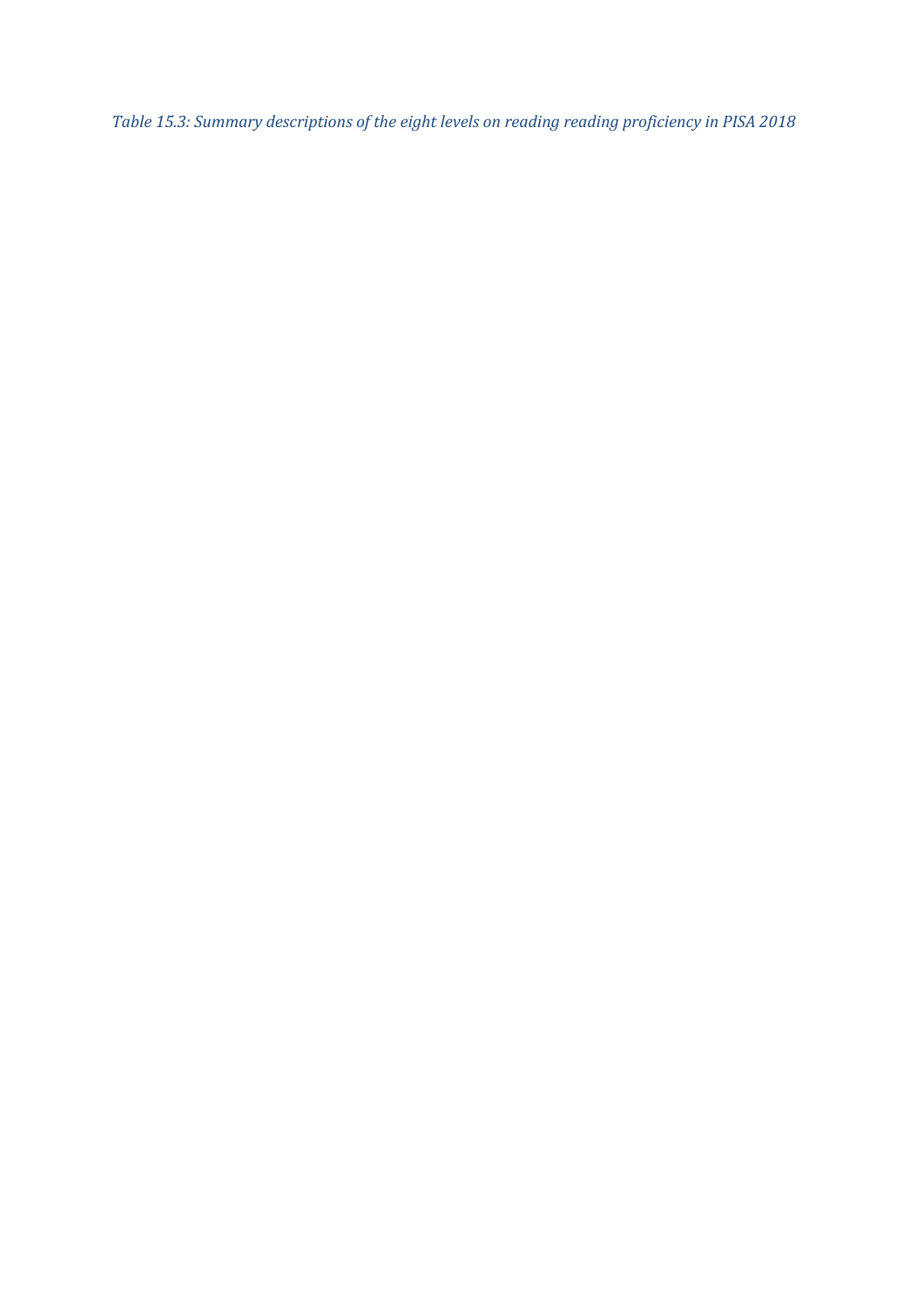*Table 15.3: Summary descriptions of the eight levels on reading reading proficiency in PISA 2018*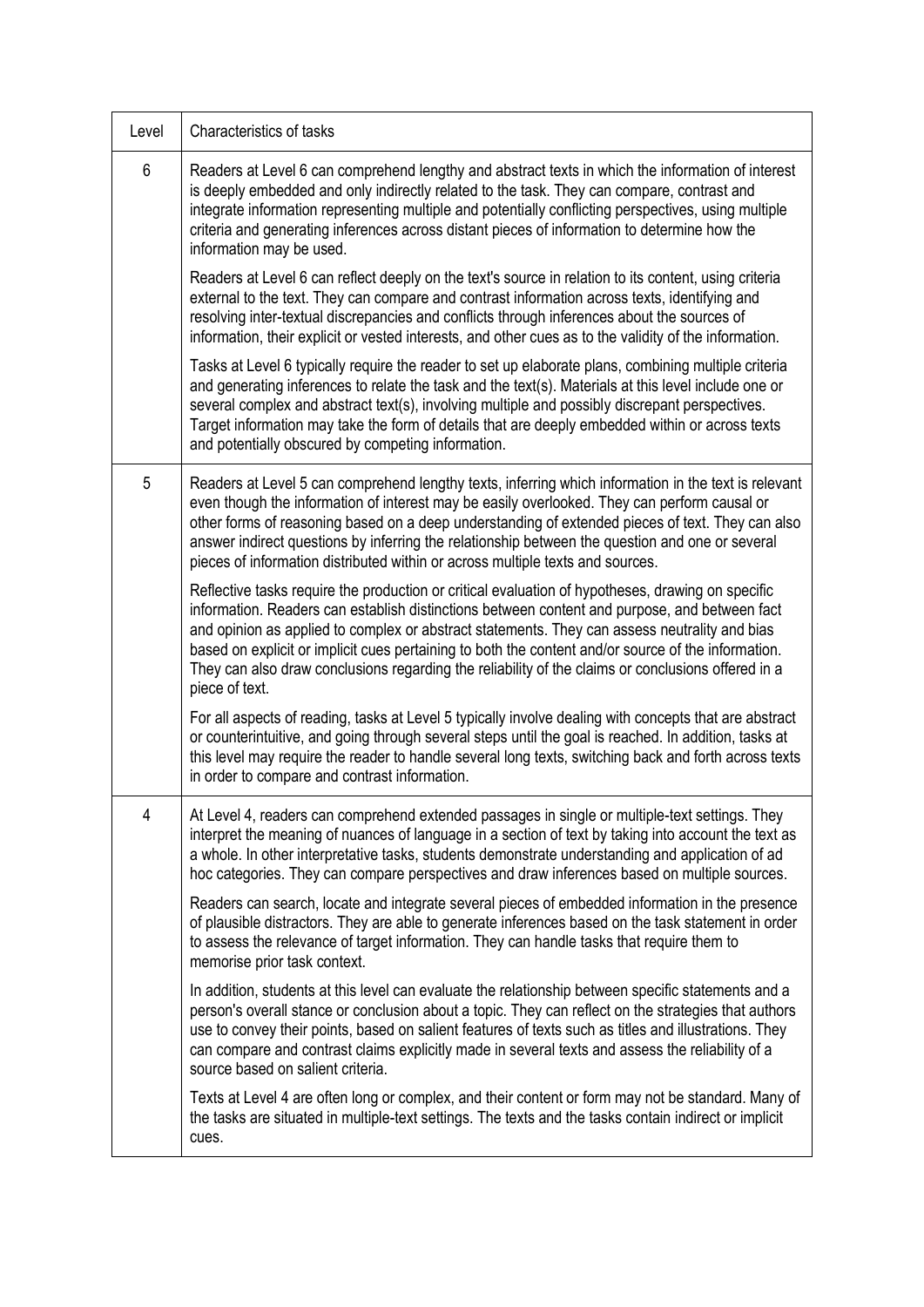| Level | Characteristics of tasks |
|---|---|
| 6 | Readers at Level 6 can comprehend lengthy and abstract texts in which the information of interest is deeply embedded and only indirectly related to the task. They can compare, contrast and integrate information representing multiple and potentially conflicting perspectives, using multiple criteria and generating inferences across distant pieces of information to determine how the information may be used.<br><br>Readers at Level 6 can reflect deeply on the text's source in relation to its content, using criteria external to the text. They can compare and contrast information across texts, identifying and resolving inter-textual discrepancies and conflicts through inferences about the sources of information, their explicit or vested interests, and other cues as to the validity of the information.<br><br>Tasks at Level 6 typically require the reader to set up elaborate plans, combining multiple criteria and generating inferences to relate the task and the text(s). Materials at this level include one or several complex and abstract text(s), involving multiple and possibly discrepant perspectives. Target information may take the form of details that are deeply embedded within or across texts and potentially obscured by competing information. |
| 5 | Readers at Level 5 can comprehend lengthy texts, inferring which information in the text is relevant even though the information of interest may be easily overlooked. They can perform causal or other forms of reasoning based on a deep understanding of extended pieces of text. They can also answer indirect questions by inferring the relationship between the question and one or several pieces of information distributed within or across multiple texts and sources.<br><br>Reflective tasks require the production or critical evaluation of hypotheses, drawing on specific information. Readers can establish distinctions between content and purpose, and between fact and opinion as applied to complex or abstract statements. They can assess neutrality and bias based on explicit or implicit cues pertaining to both the content and/or source of the information. They can also draw conclusions regarding the reliability of the claims or conclusions offered in a piece of text.<br><br>For all aspects of reading, tasks at Level 5 typically involve dealing with concepts that are abstract or counterintuitive, and going through several steps until the goal is reached. In addition, tasks at this level may require the reader to handle several long texts, switching back and forth across texts in order to compare and contrast information. |
| 4 | At Level 4, readers can comprehend extended passages in single or multiple-text settings. They interpret the meaning of nuances of language in a section of text by taking into account the text as a whole. In other interpretative tasks, students demonstrate understanding and application of ad hoc categories. They can compare perspectives and draw inferences based on multiple sources.<br><br>Readers can search, locate and integrate several pieces of embedded information in the presence of plausible distractors. They are able to generate inferences based on the task statement in order to assess the relevance of target information. They can handle tasks that require them to memorise prior task context.<br><br>In addition, students at this level can evaluate the relationship between specific statements and a person's overall stance or conclusion about a topic. They can reflect on the strategies that authors use to convey their points, based on salient features of texts such as titles and illustrations. They can compare and contrast claims explicitly made in several texts and assess the reliability of a source based on salient criteria.<br><br>Texts at Level 4 are often long or complex, and their content or form may not be standard. Many of the tasks are situated in multiple-text settings. The texts and the tasks contain indirect or implicit cues. |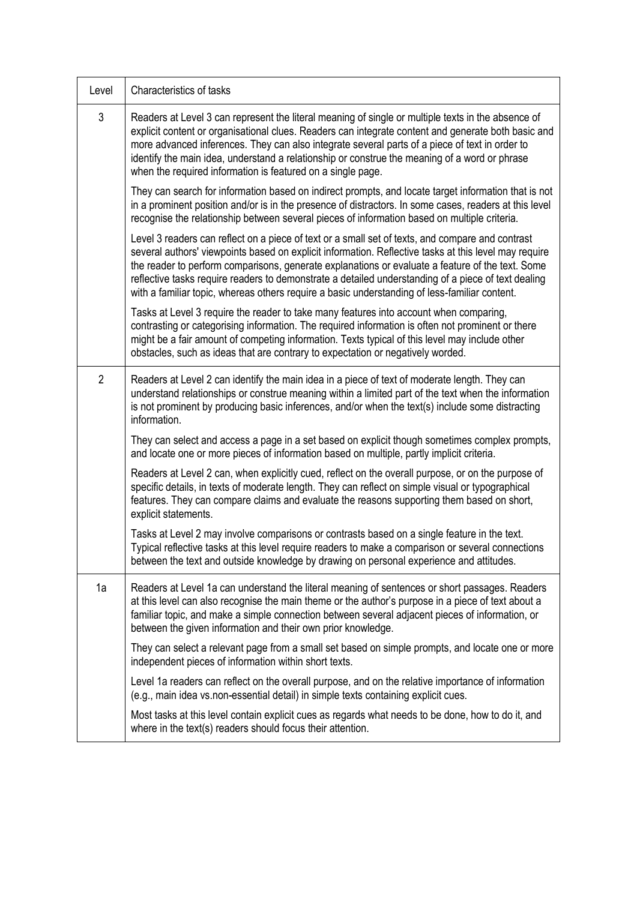| Level | Characteristics of tasks |
| --- | --- |
| 3 | Readers at Level 3 can represent the literal meaning of single or multiple texts in the absence of explicit content or organisational clues. Readers can integrate content and generate both basic and more advanced inferences. They can also integrate several parts of a piece of text in order to identify the main idea, understand a relationship or construe the meaning of a word or phrase when the required information is featured on a single page.<br><br>They can search for information based on indirect prompts, and locate target information that is not in a prominent position and/or is in the presence of distractors. In some cases, readers at this level recognise the relationship between several pieces of information based on multiple criteria.<br><br>Level 3 readers can reflect on a piece of text or a small set of texts, and compare and contrast several authors' viewpoints based on explicit information. Reflective tasks at this level may require the reader to perform comparisons, generate explanations or evaluate a feature of the text. Some reflective tasks require readers to demonstrate a detailed understanding of a piece of text dealing with a familiar topic, whereas others require a basic understanding of less-familiar content.<br><br>Tasks at Level 3 require the reader to take many features into account when comparing, contrasting or categorising information. The required information is often not prominent or there might be a fair amount of competing information. Texts typical of this level may include other obstacles, such as ideas that are contrary to expectation or negatively worded. |
| 2 | Readers at Level 2 can identify the main idea in a piece of text of moderate length. They can understand relationships or construe meaning within a limited part of the text when the information is not prominent by producing basic inferences, and/or when the text(s) include some distracting information.<br><br>They can select and access a page in a set based on explicit though sometimes complex prompts, and locate one or more pieces of information based on multiple, partly implicit criteria.<br><br>Readers at Level 2 can, when explicitly cued, reflect on the overall purpose, or on the purpose of specific details, in texts of moderate length. They can reflect on simple visual or typographical features. They can compare claims and evaluate the reasons supporting them based on short, explicit statements.<br><br>Tasks at Level 2 may involve comparisons or contrasts based on a single feature in the text. Typical reflective tasks at this level require readers to make a comparison or several connections between the text and outside knowledge by drawing on personal experience and attitudes. |
| 1a | Readers at Level 1a can understand the literal meaning of sentences or short passages. Readers at this level can also recognise the main theme or the author's purpose in a piece of text about a familiar topic, and make a simple connection between several adjacent pieces of information, or between the given information and their own prior knowledge.<br><br>They can select a relevant page from a small set based on simple prompts, and locate one or more independent pieces of information within short texts.<br><br>Level 1a readers can reflect on the overall purpose, and on the relative importance of information (e.g., main idea vs.non-essential detail) in simple texts containing explicit cues.<br><br>Most tasks at this level contain explicit cues as regards what needs to be done, how to do it, and where in the text(s) readers should focus their attention. |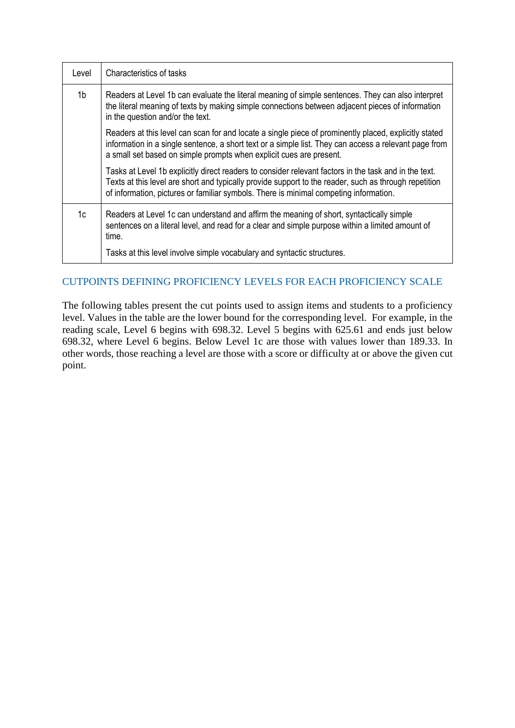| Level | Characteristics of tasks |
|---|---|
| 1b | Readers at Level 1b can evaluate the literal meaning of simple sentences. They can also interpret the literal meaning of texts by making simple connections between adjacent pieces of information in the question and/or the text.<br><br>Readers at this level can scan for and locate a single piece of prominently placed, explicitly stated information in a single sentence, a short text or a simple list. They can access a relevant page from a small set based on simple prompts when explicit cues are present.<br><br>Tasks at Level 1b explicitly direct readers to consider relevant factors in the task and in the text. Texts at this level are short and typically provide support to the reader, such as through repetition of information, pictures or familiar symbols. There is minimal competing information. |
| 1c | Readers at Level 1c can understand and affirm the meaning of short, syntactically simple sentences on a literal level, and read for a clear and simple purpose within a limited amount of time.<br><br>Tasks at this level involve simple vocabulary and syntactic structures. |

## CUTPOINTS DEFINING PROFICIENCY LEVELS FOR EACH PROFICIENCY SCALE

The following tables present the cut points used to assign items and students to a proficiency level. Values in the table are the lower bound for the corresponding level. For example, in the reading scale, Level 6 begins with 698.32. Level 5 begins with 625.61 and ends just below 698.32, where Level 6 begins. Below Level 1c are those with values lower than 189.33. In other words, those reaching a level are those with a score or difficulty at or above the given cut point.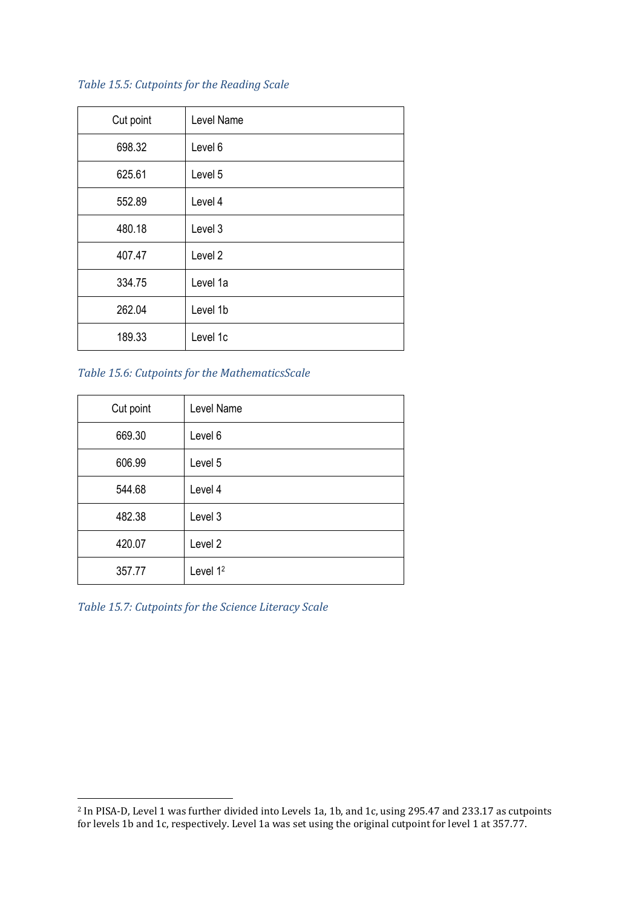*Table 15.5: Cutpoints for the Reading Scale*

| Cut point | Level Name |
|---|---|
| 698.32 | Level 6 |
| 625.61 | Level 5 |
| 552.89 | Level 4 |
| 480.18 | Level 3 |
| 407.47 | Level 2 |
| 334.75 | Level 1a |
| 262.04 | Level 1b |
| 189.33 | Level 1c |

*Table 15.6: Cutpoints for the MathematicsScale*

| Cut point | Level Name |
|---|---|
| 669.30 | Level 6 |
| 606.99 | Level 5 |
| 544.68 | Level 4 |
| 482.38 | Level 3 |
| 420.07 | Level 2 |
| 357.77 | Level 1[2] |

*Table 15.7: Cutpoints for the Science Literacy Scale*

[2] In PISA-D, Level 1 was further divided into Levels 1a, 1b, and 1c, using 295.47 and 233.17 as cutpoints for levels 1b and 1c, respectively. Level 1a was set using the original cutpoint for level 1 at 357.77.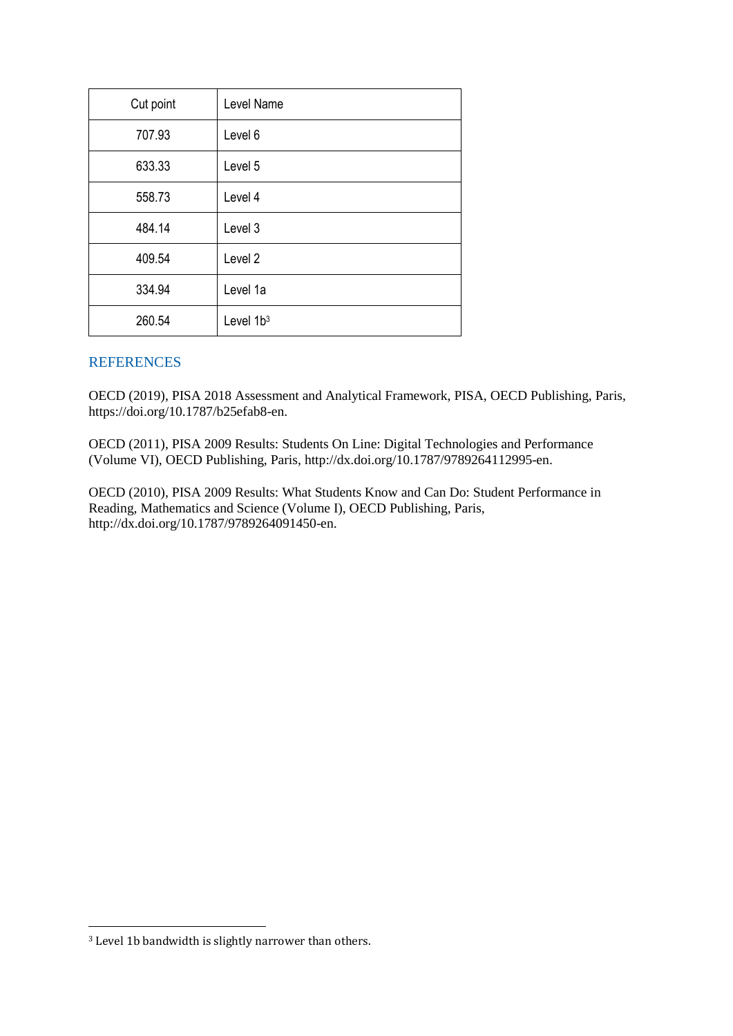| Cut point | Level Name |
| --- | --- |
| 707.93 | Level 6 |
| 633.33 | Level 5 |
| 558.73 | Level 4 |
| 484.14 | Level 3 |
| 409.54 | Level 2 |
| 334.94 | Level 1a |
| 260.54 | Level 1b[3] |

## REFERENCES

OECD (2019), PISA 2018 Assessment and Analytical Framework, PISA, OECD Publishing, Paris, https://doi.org/10.1787/b25efab8-en.

OECD (2011), PISA 2009 Results: Students On Line: Digital Technologies and Performance (Volume VI), OECD Publishing, Paris, http://dx.doi.org/10.1787/9789264112995-en.

OECD (2010), PISA 2009 Results: What Students Know and Can Do: Student Performance in Reading, Mathematics and Science (Volume I), OECD Publishing, Paris, http://dx.doi.org/10.1787/9789264091450-en.

[3] Level 1b bandwidth is slightly narrower than others.